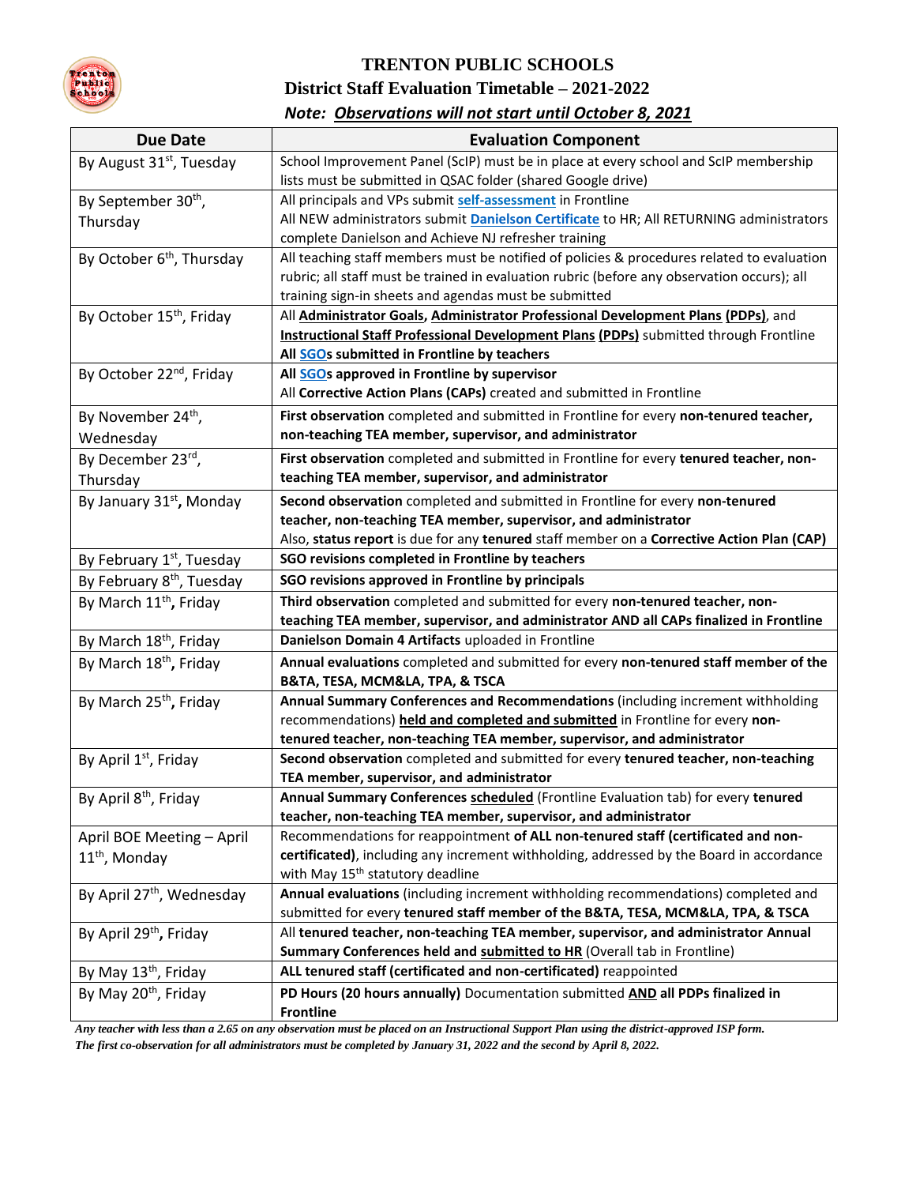# TRENTON PUBLIC SCHOOLS

## District Staff Evaluation Timetable – 2021-2022

***Note: Observations will not start until October 8, 2021***

| Due Date | Evaluation Component |
|---|---|
| By August 31st, Tuesday | School Improvement Panel (ScIP) must be in place at every school and ScIP membership lists must be submitted in QSAC folder (shared Google drive) |
| By September 30th, Thursday | All principals and VPs submit **self-assessment** in Frontline<br>All NEW administrators submit **Danielson Certificate** to HR; All RETURNING administrators complete Danielson and Achieve NJ refresher training |
| By October 6th, Thursday | All teaching staff members must be notified of policies & procedures related to evaluation rubric; all staff must be trained in evaluation rubric (before any observation occurs); all training sign-in sheets and agendas must be submitted |
| By October 15th, Friday | All **Administrator Goals**, **Administrator Professional Development Plans (PDPs)**, and **Instructional Staff Professional Development Plans (PDPs)** submitted through Frontline<br>**All SGOs submitted in Frontline by teachers** |
| By October 22nd, Friday | **All SGOs approved in Frontline by supervisor**<br>All **Corrective Action Plans (CAPs)** created and submitted in Frontline |
| By November 24th, Wednesday | **First observation** completed and submitted in Frontline for every **non-tenured teacher, non-teaching TEA member, supervisor, and administrator** |
| By December 23rd, Thursday | **First observation** completed and submitted in Frontline for every **tenured teacher, non-teaching TEA member, supervisor, and administrator** |
| By January 31st, Monday | **Second observation** completed and submitted in Frontline for every **non-tenured teacher, non-teaching TEA member, supervisor, and administrator**<br>Also, **status report** is due for any **tenured** staff member on a **Corrective Action Plan (CAP)** |
| By February 1st, Tuesday | **SGO revisions completed in Frontline by teachers** |
| By February 8th, Tuesday | **SGO revisions approved in Frontline by principals** |
| By March 11th, Friday | **Third observation** completed and submitted for every **non-tenured teacher, non-teaching TEA member, supervisor, and administrator AND all CAPs finalized in Frontline** |
| By March 18th, Friday | **Danielson Domain 4 Artifacts** uploaded in Frontline |
| By March 18th, Friday | **Annual evaluations** completed and submitted for every **non-tenured staff member of the B&TA, TESA, MCM&LA, TPA, & TSCA** |
| By March 25th, Friday | **Annual Summary Conferences and Recommendations** (including increment withholding recommendations) **held and completed and submitted** in Frontline for every **non-tenured teacher, non-teaching TEA member, supervisor, and administrator** |
| By April 1st, Friday | **Second observation** completed and submitted for every **tenured teacher, non-teaching TEA member, supervisor, and administrator** |
| By April 8th, Friday | **Annual Summary Conferences scheduled** (Frontline Evaluation tab) for every **tenured teacher, non-teaching TEA member, supervisor, and administrator** |
| April BOE Meeting – April 11th, Monday | Recommendations for reappointment **of ALL non-tenured staff (certificated and non-certificated)**, including any increment withholding, addressed by the Board in accordance with May 15th statutory deadline |
| By April 27th, Wednesday | **Annual evaluations** (including increment withholding recommendations) completed and submitted for every **tenured staff member of the B&TA, TESA, MCM&LA, TPA, & TSCA** |
| By April 29th, Friday | All **tenured teacher, non-teaching TEA member, supervisor, and administrator Annual Summary Conferences held and submitted to HR** (Overall tab in Frontline) |
| By May 13th, Friday | **ALL tenured staff (certificated and non-certificated)** reappointed |
| By May 20th, Friday | **PD Hours (20 hours annually)** Documentation submitted **AND all PDPs finalized in Frontline** |

*Any teacher with less than a 2.65 on any observation must be placed on an Instructional Support Plan using the district-approved ISP form.*
*The first co-observation for all administrators must be completed by January 31, 2022 and the second by April 8, 2022.*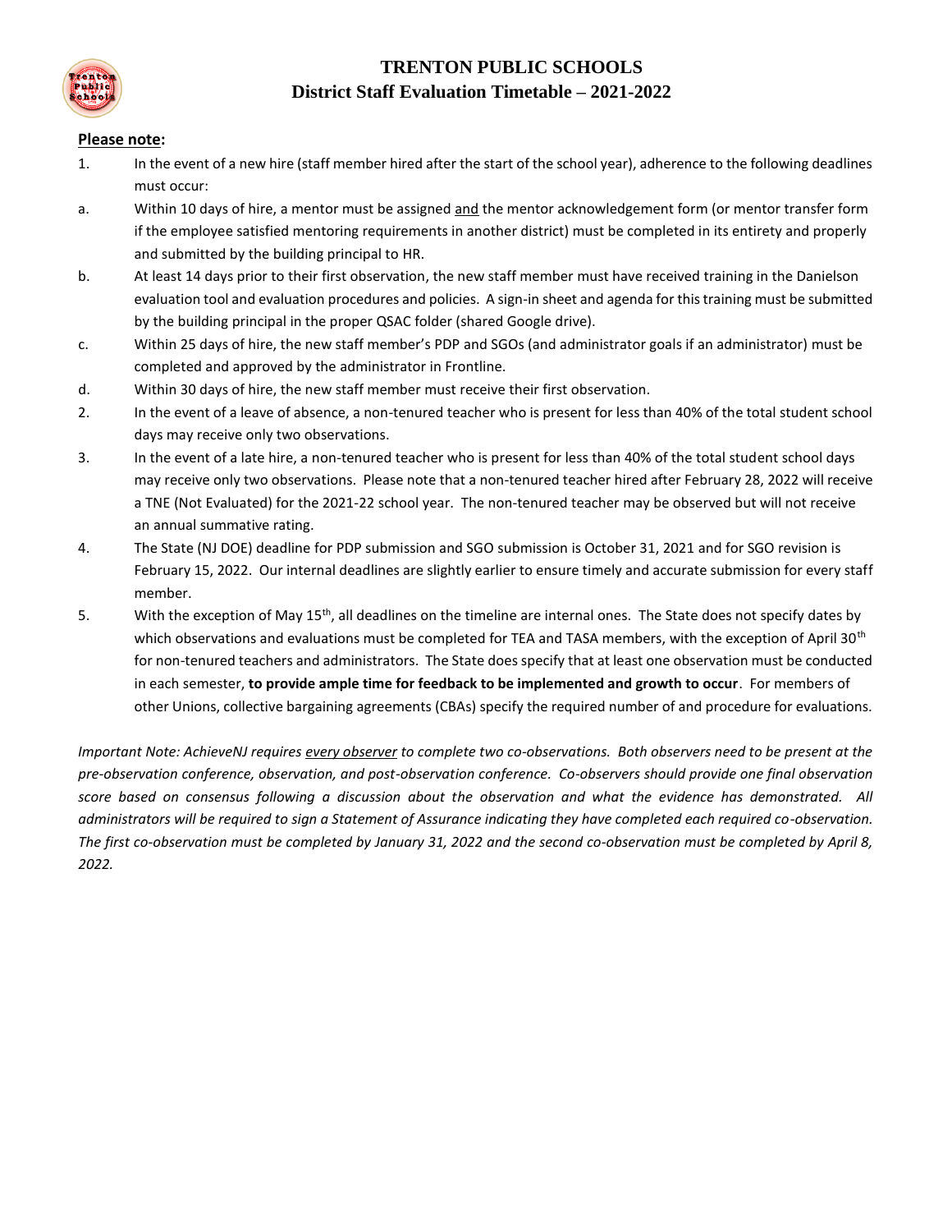# TRENTON PUBLIC SCHOOLS
## District Staff Evaluation Timetable – 2021-2022

**Please note:**

1. In the event of a new hire (staff member hired after the start of the school year), adherence to the following deadlines must occur:
   a. Within 10 days of hire, a mentor must be assigned and the mentor acknowledgement form (or mentor transfer form if the employee satisfied mentoring requirements in another district) must be completed in its entirety and properly and submitted by the building principal to HR.
   b. At least 14 days prior to their first observation, the new staff member must have received training in the Danielson evaluation tool and evaluation procedures and policies. A sign-in sheet and agenda for this training must be submitted by the building principal in the proper QSAC folder (shared Google drive).
   c. Within 25 days of hire, the new staff member's PDP and SGOs (and administrator goals if an administrator) must be completed and approved by the administrator in Frontline.
   d. Within 30 days of hire, the new staff member must receive their first observation.
2. In the event of a leave of absence, a non-tenured teacher who is present for less than 40% of the total student school days may receive only two observations.
3. In the event of a late hire, a non-tenured teacher who is present for less than 40% of the total student school days may receive only two observations. Please note that a non-tenured teacher hired after February 28, 2022 will receive a TNE (Not Evaluated) for the 2021-22 school year. The non-tenured teacher may be observed but will not receive an annual summative rating.
4. The State (NJ DOE) deadline for PDP submission and SGO submission is October 31, 2021 and for SGO revision is February 15, 2022. Our internal deadlines are slightly earlier to ensure timely and accurate submission for every staff member.
5. With the exception of May 15th, all deadlines on the timeline are internal ones. The State does not specify dates by which observations and evaluations must be completed for TEA and TASA members, with the exception of April 30th for non-tenured teachers and administrators. The State does specify that at least one observation must be conducted in each semester, **to provide ample time for feedback to be implemented and growth to occur**. For members of other Unions, collective bargaining agreements (CBAs) specify the required number of and procedure for evaluations.

*Important Note: AchieveNJ requires every observer to complete two co-observations. Both observers need to be present at the pre-observation conference, observation, and post-observation conference. Co-observers should provide one final observation score based on consensus following a discussion about the observation and what the evidence has demonstrated. All administrators will be required to sign a Statement of Assurance indicating they have completed each required co-observation. The first co-observation must be completed by January 31, 2022 and the second co-observation must be completed by April 8, 2022.*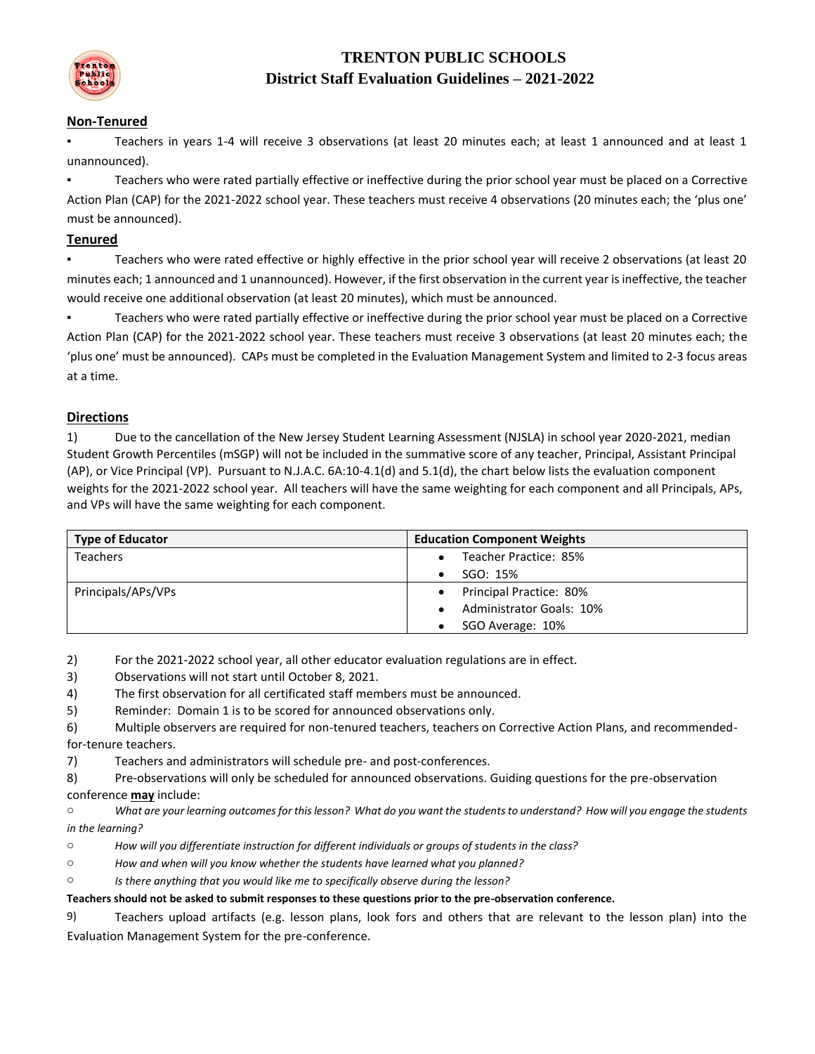# TRENTON PUBLIC SCHOOLS
## District Staff Evaluation Guidelines – 2021-2022

**Non-Tenured**

- Teachers in years 1-4 will receive 3 observations (at least 20 minutes each; at least 1 announced and at least 1 unannounced).
- Teachers who were rated partially effective or ineffective during the prior school year must be placed on a Corrective Action Plan (CAP) for the 2021-2022 school year. These teachers must receive 4 observations (20 minutes each; the 'plus one' must be announced).

**Tenured**

- Teachers who were rated effective or highly effective in the prior school year will receive 2 observations (at least 20 minutes each; 1 announced and 1 unannounced). However, if the first observation in the current year is ineffective, the teacher would receive one additional observation (at least 20 minutes), which must be announced.
- Teachers who were rated partially effective or ineffective during the prior school year must be placed on a Corrective Action Plan (CAP) for the 2021-2022 school year. These teachers must receive 3 observations (at least 20 minutes each; the 'plus one' must be announced). CAPs must be completed in the Evaluation Management System and limited to 2-3 focus areas at a time.

**Directions**

1) Due to the cancellation of the New Jersey Student Learning Assessment (NJSLA) in school year 2020-2021, median Student Growth Percentiles (mSGP) will not be included in the summative score of any teacher, Principal, Assistant Principal (AP), or Vice Principal (VP). Pursuant to N.J.A.C. 6A:10-4.1(d) and 5.1(d), the chart below lists the evaluation component weights for the 2021-2022 school year. All teachers will have the same weighting for each component and all Principals, APs, and VPs will have the same weighting for each component.

| Type of Educator | Education Component Weights |
|---|---|
| Teachers | • Teacher Practice: 85%<br>• SGO: 15% |
| Principals/APs/VPs | • Principal Practice: 80%<br>• Administrator Goals: 10%<br>• SGO Average: 10% |

2) For the 2021-2022 school year, all other educator evaluation regulations are in effect.
3) Observations will not start until October 8, 2021.
4) The first observation for all certificated staff members must be announced.
5) Reminder: Domain 1 is to be scored for announced observations only.
6) Multiple observers are required for non-tenured teachers, teachers on Corrective Action Plans, and recommended-for-tenure teachers.
7) Teachers and administrators will schedule pre- and post-conferences.
8) Pre-observations will only be scheduled for announced observations. Guiding questions for the pre-observation conference **may** include:
   - *What are your learning outcomes for this lesson? What do you want the students to understand? How will you engage the students in the learning?*
   - *How will you differentiate instruction for different individuals or groups of students in the class?*
   - *How and when will you know whether the students have learned what you planned?*
   - *Is there anything that you would like me to specifically observe during the lesson?*

**Teachers should not be asked to submit responses to these questions prior to the pre-observation conference.**

9) Teachers upload artifacts (e.g. lesson plans, look fors and others that are relevant to the lesson plan) into the Evaluation Management System for the pre-conference.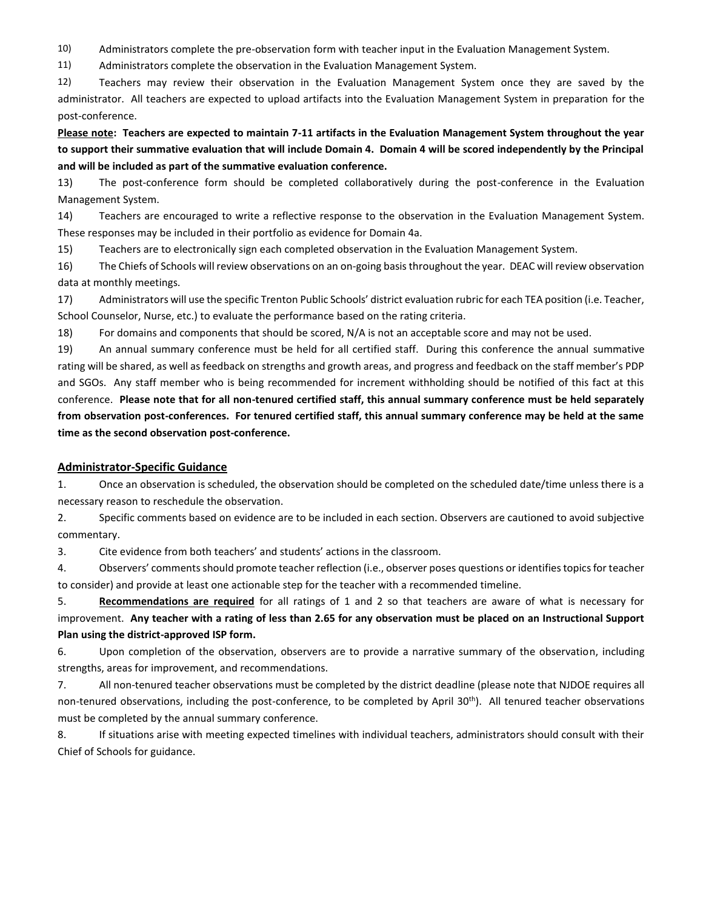10) Administrators complete the pre-observation form with teacher input in the Evaluation Management System.

11) Administrators complete the observation in the Evaluation Management System.

12) Teachers may review their observation in the Evaluation Management System once they are saved by the administrator. All teachers are expected to upload artifacts into the Evaluation Management System in preparation for the post-conference.

**<u>Please note</u>: Teachers are expected to maintain 7-11 artifacts in the Evaluation Management System throughout the year to support their summative evaluation that will include Domain 4. Domain 4 will be scored independently by the Principal and will be included as part of the summative evaluation conference.**

13) The post-conference form should be completed collaboratively during the post-conference in the Evaluation Management System.

14) Teachers are encouraged to write a reflective response to the observation in the Evaluation Management System. These responses may be included in their portfolio as evidence for Domain 4a.

15) Teachers are to electronically sign each completed observation in the Evaluation Management System.

16) The Chiefs of Schools will review observations on an on-going basis throughout the year. DEAC will review observation data at monthly meetings.

17) Administrators will use the specific Trenton Public Schools' district evaluation rubric for each TEA position (i.e. Teacher, School Counselor, Nurse, etc.) to evaluate the performance based on the rating criteria.

18) For domains and components that should be scored, N/A is not an acceptable score and may not be used.

19) An annual summary conference must be held for all certified staff. During this conference the annual summative rating will be shared, as well as feedback on strengths and growth areas, and progress and feedback on the staff member's PDP and SGOs. Any staff member who is being recommended for increment withholding should be notified of this fact at this conference. **Please note that for all non-tenured certified staff, this annual summary conference must be held separately from observation post-conferences. For tenured certified staff, this annual summary conference may be held at the same time as the second observation post-conference.**

## <u>Administrator-Specific Guidance</u>

1. Once an observation is scheduled, the observation should be completed on the scheduled date/time unless there is a necessary reason to reschedule the observation.
2. Specific comments based on evidence are to be included in each section. Observers are cautioned to avoid subjective commentary.
3. Cite evidence from both teachers' and students' actions in the classroom.
4. Observers' comments should promote teacher reflection (i.e., observer poses questions or identifies topics for teacher to consider) and provide at least one actionable step for the teacher with a recommended timeline.
5. **<u>Recommendations are required</u>** for all ratings of 1 and 2 so that teachers are aware of what is necessary for improvement. **Any teacher with a rating of less than 2.65 for any observation must be placed on an Instructional Support Plan using the district-approved ISP form.**
6. Upon completion of the observation, observers are to provide a narrative summary of the observation, including strengths, areas for improvement, and recommendations.
7. All non-tenured teacher observations must be completed by the district deadline (please note that NJDOE requires all non-tenured observations, including the post-conference, to be completed by April 30th). All tenured teacher observations must be completed by the annual summary conference.
8. If situations arise with meeting expected timelines with individual teachers, administrators should consult with their Chief of Schools for guidance.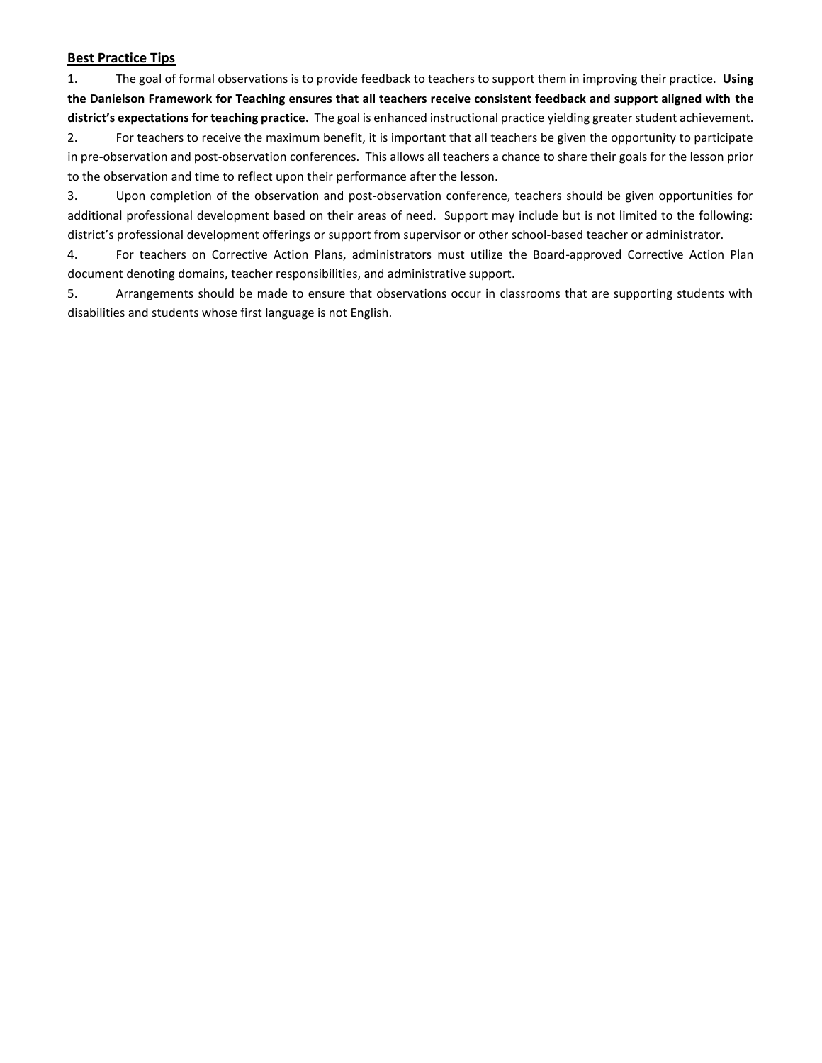**<u>Best Practice Tips</u>**

1. The goal of formal observations is to provide feedback to teachers to support them in improving their practice. **Using the Danielson Framework for Teaching ensures that all teachers receive consistent feedback and support aligned with the district's expectations for teaching practice.** The goal is enhanced instructional practice yielding greater student achievement.
2. For teachers to receive the maximum benefit, it is important that all teachers be given the opportunity to participate in pre-observation and post-observation conferences. This allows all teachers a chance to share their goals for the lesson prior to the observation and time to reflect upon their performance after the lesson.
3. Upon completion of the observation and post-observation conference, teachers should be given opportunities for additional professional development based on their areas of need. Support may include but is not limited to the following: district's professional development offerings or support from supervisor or other school-based teacher or administrator.
4. For teachers on Corrective Action Plans, administrators must utilize the Board-approved Corrective Action Plan document denoting domains, teacher responsibilities, and administrative support.
5. Arrangements should be made to ensure that observations occur in classrooms that are supporting students with disabilities and students whose first language is not English.